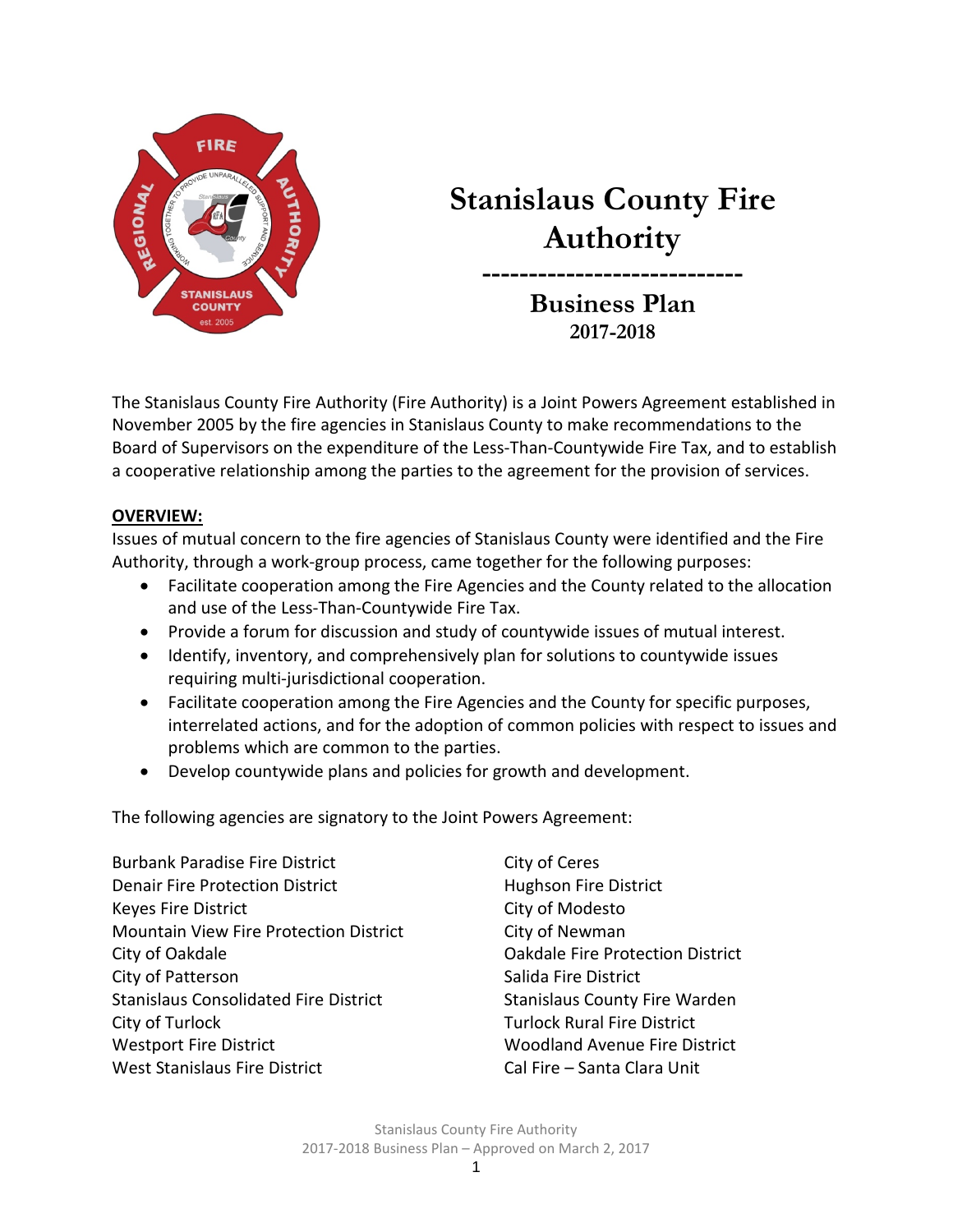# Stanislaus County Fire Authority

---------------------------

## Business Plan
### 2017-2018

The Stanislaus County Fire Authority (Fire Authority) is a Joint Powers Agreement established in November 2005 by the fire agencies in Stanislaus County to make recommendations to the Board of Supervisors on the expenditure of the Less-Than-Countywide Fire Tax, and to establish a cooperative relationship among the parties to the agreement for the provision of services.

**OVERVIEW:**

Issues of mutual concern to the fire agencies of Stanislaus County were identified and the Fire Authority, through a work-group process, came together for the following purposes:

- Facilitate cooperation among the Fire Agencies and the County related to the allocation and use of the Less-Than-Countywide Fire Tax.
- Provide a forum for discussion and study of countywide issues of mutual interest.
- Identify, inventory, and comprehensively plan for solutions to countywide issues requiring multi-jurisdictional cooperation.
- Facilitate cooperation among the Fire Agencies and the County for specific purposes, interrelated actions, and for the adoption of common policies with respect to issues and problems which are common to the parties.
- Develop countywide plans and policies for growth and development.

The following agencies are signatory to the Joint Powers Agreement:

Burbank Paradise Fire District
Denair Fire Protection District
Keyes Fire District
Mountain View Fire Protection District
City of Oakdale
City of Patterson
Stanislaus Consolidated Fire District
City of Turlock
Westport Fire District
West Stanislaus Fire District
City of Ceres
Hughson Fire District
City of Modesto
City of Newman
Oakdale Fire Protection District
Salida Fire District
Stanislaus County Fire Warden
Turlock Rural Fire District
Woodland Avenue Fire District
Cal Fire – Santa Clara Unit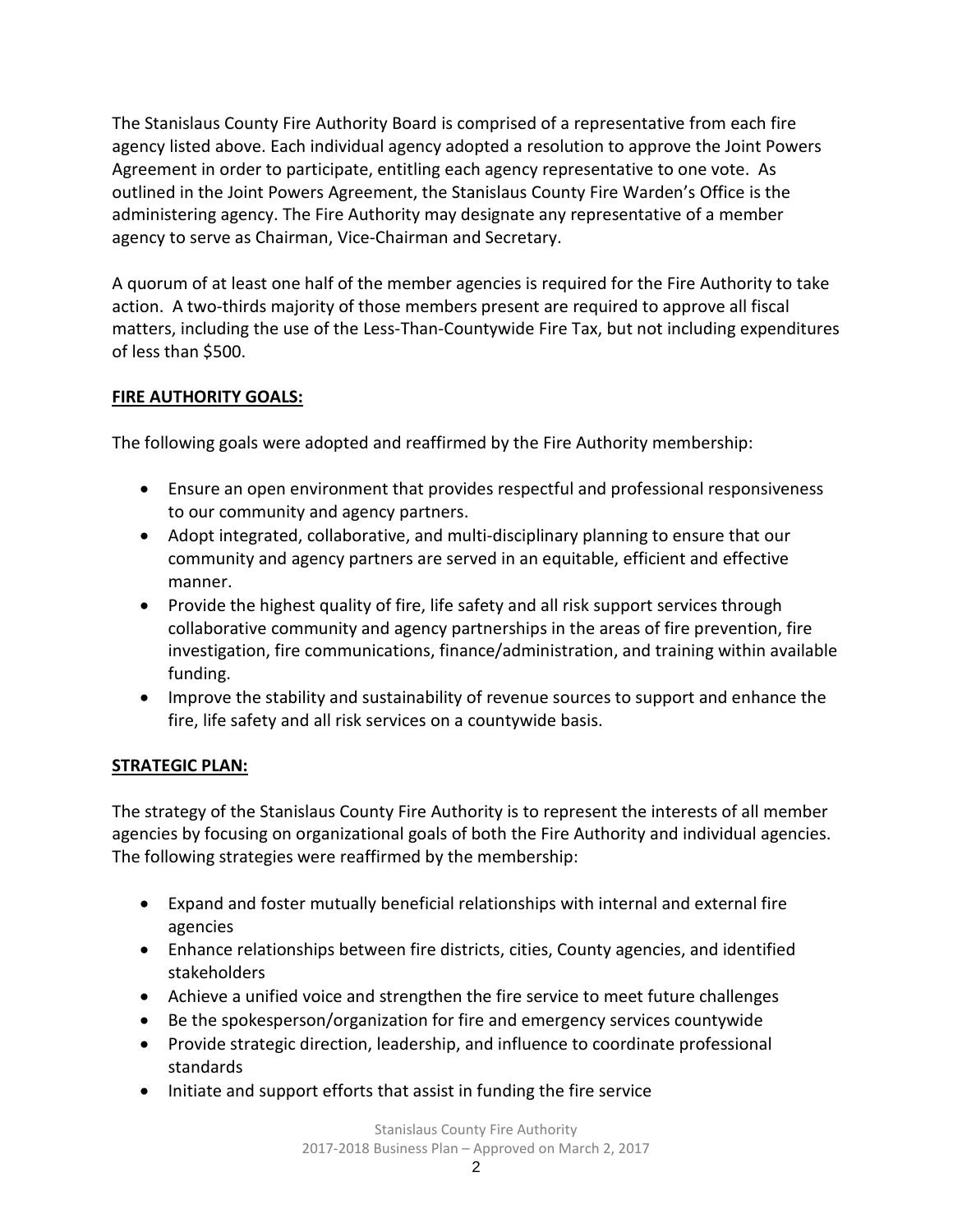The Stanislaus County Fire Authority Board is comprised of a representative from each fire agency listed above. Each individual agency adopted a resolution to approve the Joint Powers Agreement in order to participate, entitling each agency representative to one vote. As outlined in the Joint Powers Agreement, the Stanislaus County Fire Warden's Office is the administering agency. The Fire Authority may designate any representative of a member agency to serve as Chairman, Vice-Chairman and Secretary.

A quorum of at least one half of the member agencies is required for the Fire Authority to take action. A two-thirds majority of those members present are required to approve all fiscal matters, including the use of the Less-Than-Countywide Fire Tax, but not including expenditures of less than $500.

## FIRE AUTHORITY GOALS:

The following goals were adopted and reaffirmed by the Fire Authority membership:

- Ensure an open environment that provides respectful and professional responsiveness to our community and agency partners.
- Adopt integrated, collaborative, and multi-disciplinary planning to ensure that our community and agency partners are served in an equitable, efficient and effective manner.
- Provide the highest quality of fire, life safety and all risk support services through collaborative community and agency partnerships in the areas of fire prevention, fire investigation, fire communications, finance/administration, and training within available funding.
- Improve the stability and sustainability of revenue sources to support and enhance the fire, life safety and all risk services on a countywide basis.

## STRATEGIC PLAN:

The strategy of the Stanislaus County Fire Authority is to represent the interests of all member agencies by focusing on organizational goals of both the Fire Authority and individual agencies. The following strategies were reaffirmed by the membership:

- Expand and foster mutually beneficial relationships with internal and external fire agencies
- Enhance relationships between fire districts, cities, County agencies, and identified stakeholders
- Achieve a unified voice and strengthen the fire service to meet future challenges
- Be the spokesperson/organization for fire and emergency services countywide
- Provide strategic direction, leadership, and influence to coordinate professional standards
- Initiate and support efforts that assist in funding the fire service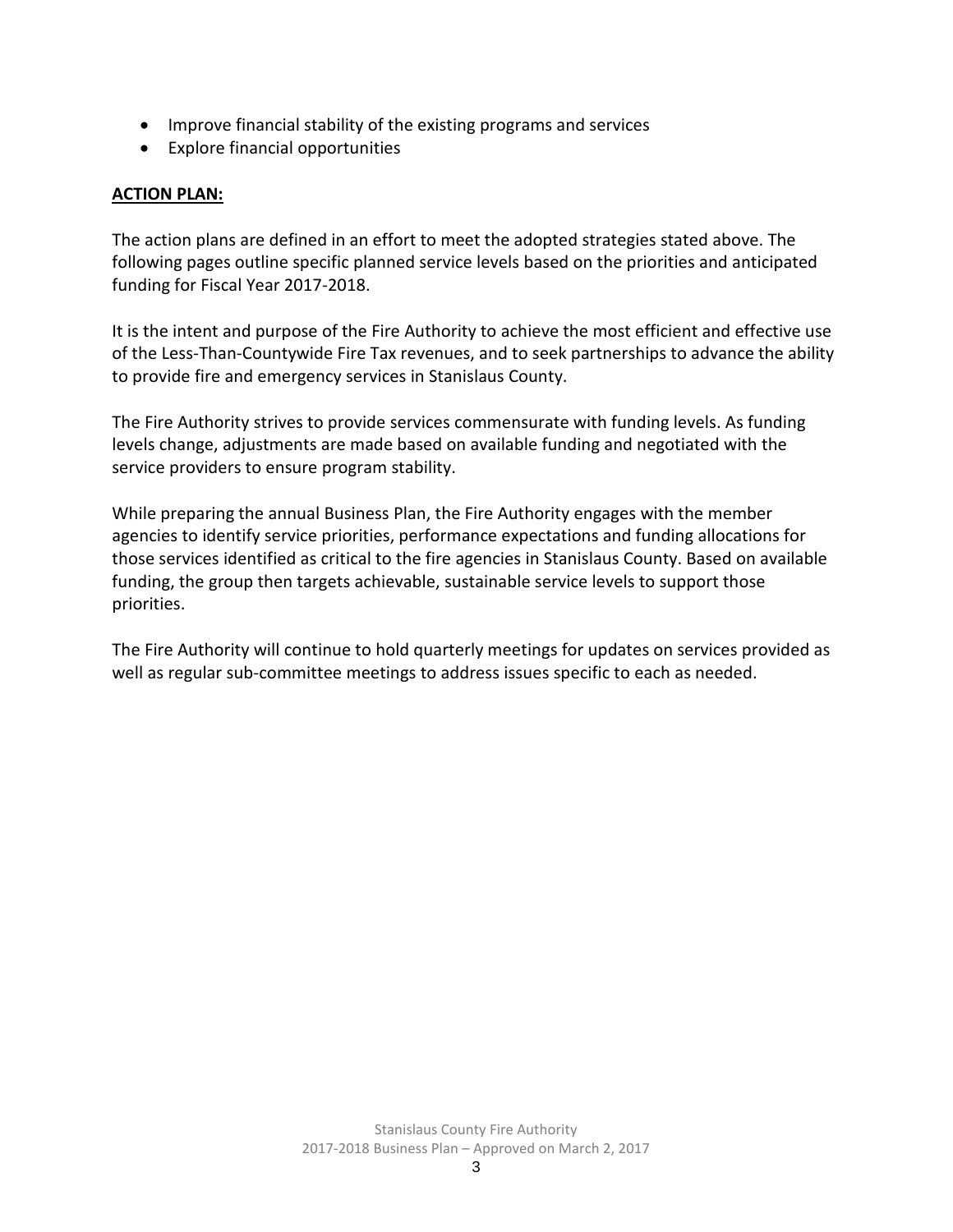- Improve financial stability of the existing programs and services
- Explore financial opportunities

## ACTION PLAN:

The action plans are defined in an effort to meet the adopted strategies stated above. The following pages outline specific planned service levels based on the priorities and anticipated funding for Fiscal Year 2017-2018.

It is the intent and purpose of the Fire Authority to achieve the most efficient and effective use of the Less-Than-Countywide Fire Tax revenues, and to seek partnerships to advance the ability to provide fire and emergency services in Stanislaus County.

The Fire Authority strives to provide services commensurate with funding levels. As funding levels change, adjustments are made based on available funding and negotiated with the service providers to ensure program stability.

While preparing the annual Business Plan, the Fire Authority engages with the member agencies to identify service priorities, performance expectations and funding allocations for those services identified as critical to the fire agencies in Stanislaus County. Based on available funding, the group then targets achievable, sustainable service levels to support those priorities.

The Fire Authority will continue to hold quarterly meetings for updates on services provided as well as regular sub-committee meetings to address issues specific to each as needed.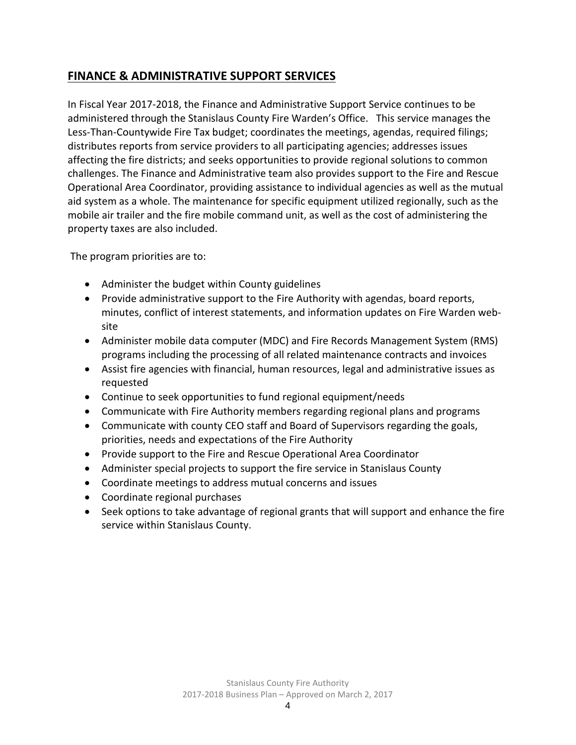## FINANCE & ADMINISTRATIVE SUPPORT SERVICES

In Fiscal Year 2017-2018, the Finance and Administrative Support Service continues to be administered through the Stanislaus County Fire Warden's Office. This service manages the Less-Than-Countywide Fire Tax budget; coordinates the meetings, agendas, required filings; distributes reports from service providers to all participating agencies; addresses issues affecting the fire districts; and seeks opportunities to provide regional solutions to common challenges. The Finance and Administrative team also provides support to the Fire and Rescue Operational Area Coordinator, providing assistance to individual agencies as well as the mutual aid system as a whole. The maintenance for specific equipment utilized regionally, such as the mobile air trailer and the fire mobile command unit, as well as the cost of administering the property taxes are also included.

The program priorities are to:

- Administer the budget within County guidelines
- Provide administrative support to the Fire Authority with agendas, board reports, minutes, conflict of interest statements, and information updates on Fire Warden web-site
- Administer mobile data computer (MDC) and Fire Records Management System (RMS) programs including the processing of all related maintenance contracts and invoices
- Assist fire agencies with financial, human resources, legal and administrative issues as requested
- Continue to seek opportunities to fund regional equipment/needs
- Communicate with Fire Authority members regarding regional plans and programs
- Communicate with county CEO staff and Board of Supervisors regarding the goals, priorities, needs and expectations of the Fire Authority
- Provide support to the Fire and Rescue Operational Area Coordinator
- Administer special projects to support the fire service in Stanislaus County
- Coordinate meetings to address mutual concerns and issues
- Coordinate regional purchases
- Seek options to take advantage of regional grants that will support and enhance the fire service within Stanislaus County.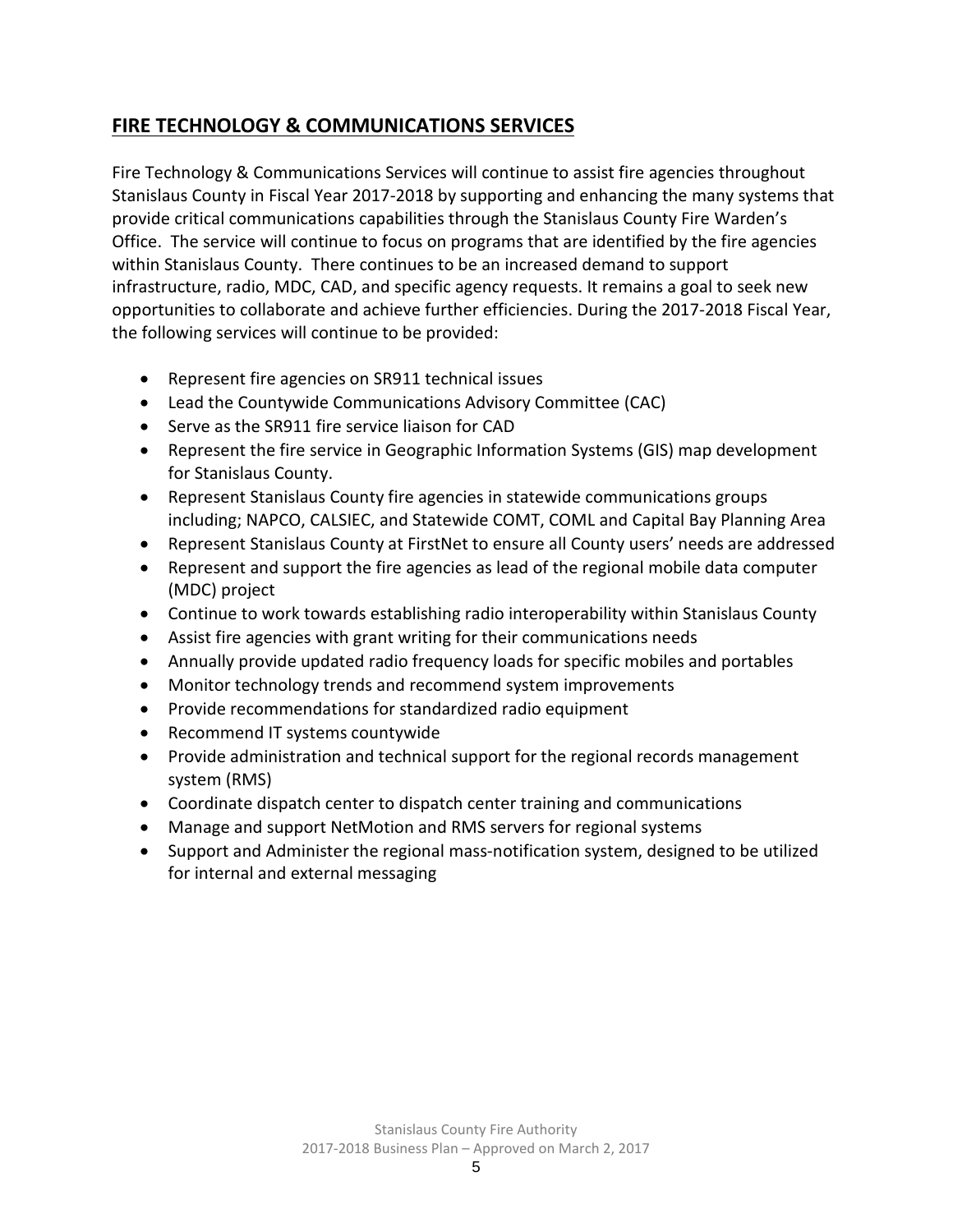## FIRE TECHNOLOGY & COMMUNICATIONS SERVICES

Fire Technology & Communications Services will continue to assist fire agencies throughout Stanislaus County in Fiscal Year 2017-2018 by supporting and enhancing the many systems that provide critical communications capabilities through the Stanislaus County Fire Warden's Office. The service will continue to focus on programs that are identified by the fire agencies within Stanislaus County. There continues to be an increased demand to support infrastructure, radio, MDC, CAD, and specific agency requests. It remains a goal to seek new opportunities to collaborate and achieve further efficiencies. During the 2017-2018 Fiscal Year, the following services will continue to be provided:

- Represent fire agencies on SR911 technical issues
- Lead the Countywide Communications Advisory Committee (CAC)
- Serve as the SR911 fire service liaison for CAD
- Represent the fire service in Geographic Information Systems (GIS) map development for Stanislaus County.
- Represent Stanislaus County fire agencies in statewide communications groups including; NAPCO, CALSIEC, and Statewide COMT, COML and Capital Bay Planning Area
- Represent Stanislaus County at FirstNet to ensure all County users' needs are addressed
- Represent and support the fire agencies as lead of the regional mobile data computer (MDC) project
- Continue to work towards establishing radio interoperability within Stanislaus County
- Assist fire agencies with grant writing for their communications needs
- Annually provide updated radio frequency loads for specific mobiles and portables
- Monitor technology trends and recommend system improvements
- Provide recommendations for standardized radio equipment
- Recommend IT systems countywide
- Provide administration and technical support for the regional records management system (RMS)
- Coordinate dispatch center to dispatch center training and communications
- Manage and support NetMotion and RMS servers for regional systems
- Support and Administer the regional mass-notification system, designed to be utilized for internal and external messaging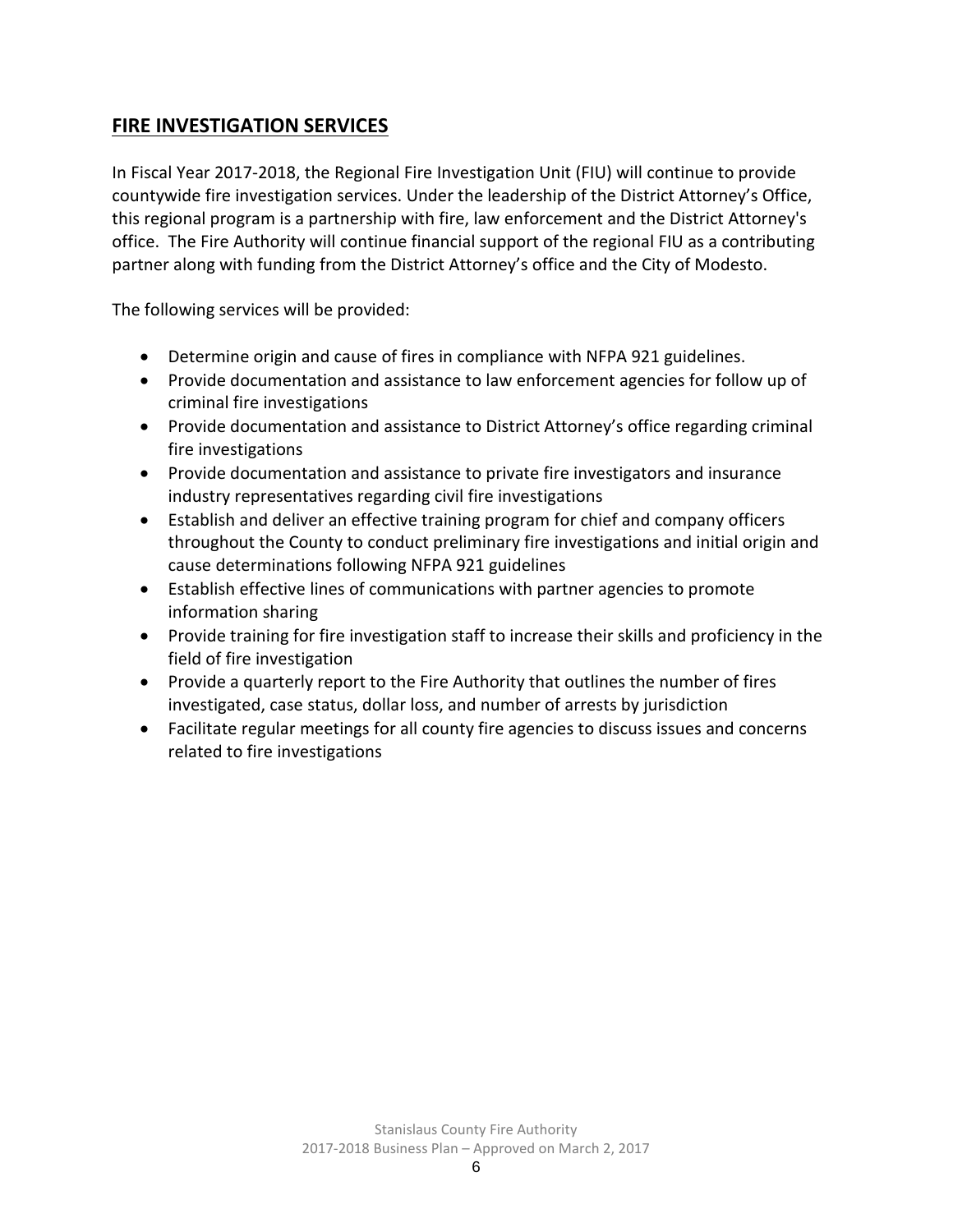## FIRE INVESTIGATION SERVICES

In Fiscal Year 2017-2018, the Regional Fire Investigation Unit (FIU) will continue to provide countywide fire investigation services. Under the leadership of the District Attorney's Office, this regional program is a partnership with fire, law enforcement and the District Attorney's office. The Fire Authority will continue financial support of the regional FIU as a contributing partner along with funding from the District Attorney's office and the City of Modesto.

The following services will be provided:

- Determine origin and cause of fires in compliance with NFPA 921 guidelines.
- Provide documentation and assistance to law enforcement agencies for follow up of criminal fire investigations
- Provide documentation and assistance to District Attorney's office regarding criminal fire investigations
- Provide documentation and assistance to private fire investigators and insurance industry representatives regarding civil fire investigations
- Establish and deliver an effective training program for chief and company officers throughout the County to conduct preliminary fire investigations and initial origin and cause determinations following NFPA 921 guidelines
- Establish effective lines of communications with partner agencies to promote information sharing
- Provide training for fire investigation staff to increase their skills and proficiency in the field of fire investigation
- Provide a quarterly report to the Fire Authority that outlines the number of fires investigated, case status, dollar loss, and number of arrests by jurisdiction
- Facilitate regular meetings for all county fire agencies to discuss issues and concerns related to fire investigations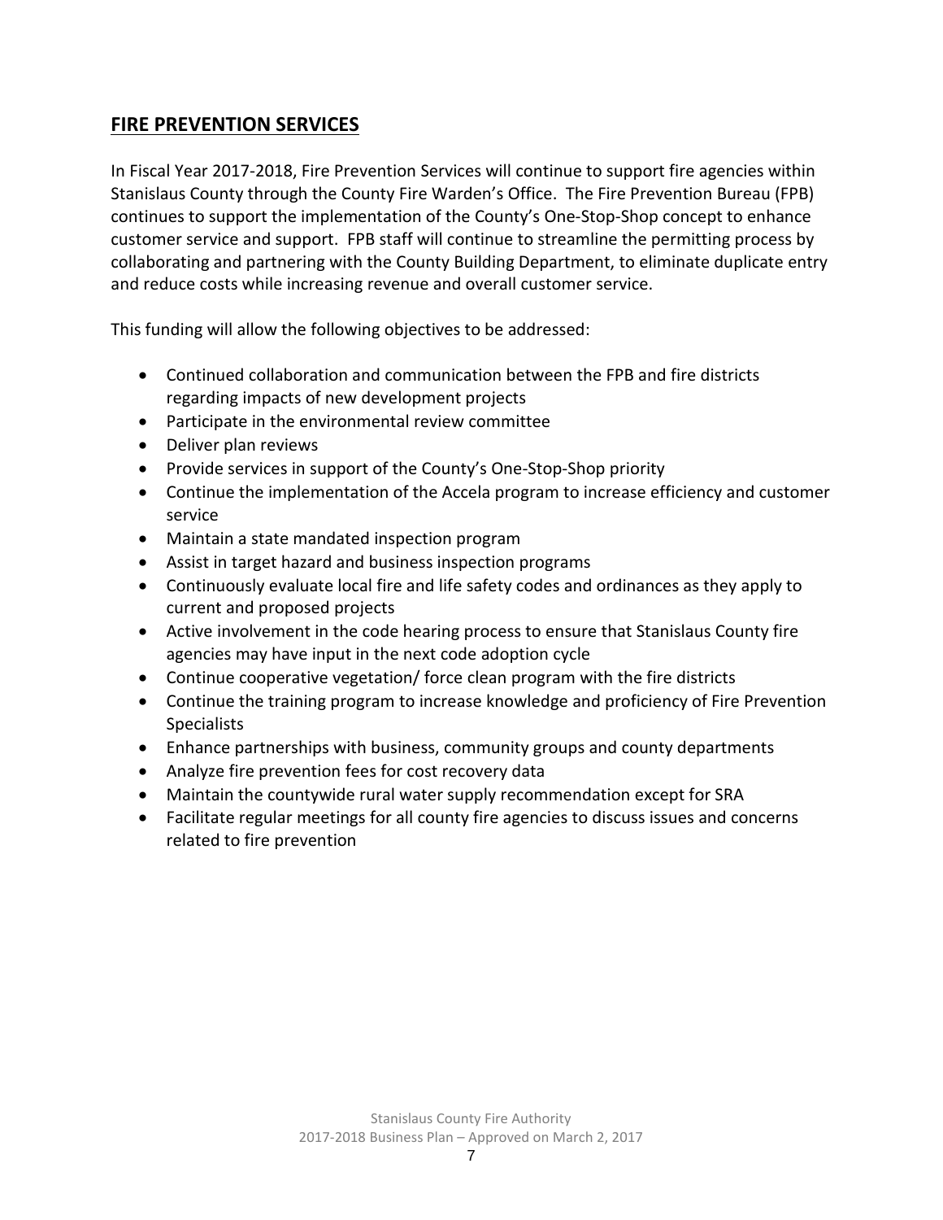## FIRE PREVENTION SERVICES

In Fiscal Year 2017-2018, Fire Prevention Services will continue to support fire agencies within Stanislaus County through the County Fire Warden's Office. The Fire Prevention Bureau (FPB) continues to support the implementation of the County's One-Stop-Shop concept to enhance customer service and support. FPB staff will continue to streamline the permitting process by collaborating and partnering with the County Building Department, to eliminate duplicate entry and reduce costs while increasing revenue and overall customer service.

This funding will allow the following objectives to be addressed:

- Continued collaboration and communication between the FPB and fire districts regarding impacts of new development projects
- Participate in the environmental review committee
- Deliver plan reviews
- Provide services in support of the County's One-Stop-Shop priority
- Continue the implementation of the Accela program to increase efficiency and customer service
- Maintain a state mandated inspection program
- Assist in target hazard and business inspection programs
- Continuously evaluate local fire and life safety codes and ordinances as they apply to current and proposed projects
- Active involvement in the code hearing process to ensure that Stanislaus County fire agencies may have input in the next code adoption cycle
- Continue cooperative vegetation/ force clean program with the fire districts
- Continue the training program to increase knowledge and proficiency of Fire Prevention Specialists
- Enhance partnerships with business, community groups and county departments
- Analyze fire prevention fees for cost recovery data
- Maintain the countywide rural water supply recommendation except for SRA
- Facilitate regular meetings for all county fire agencies to discuss issues and concerns related to fire prevention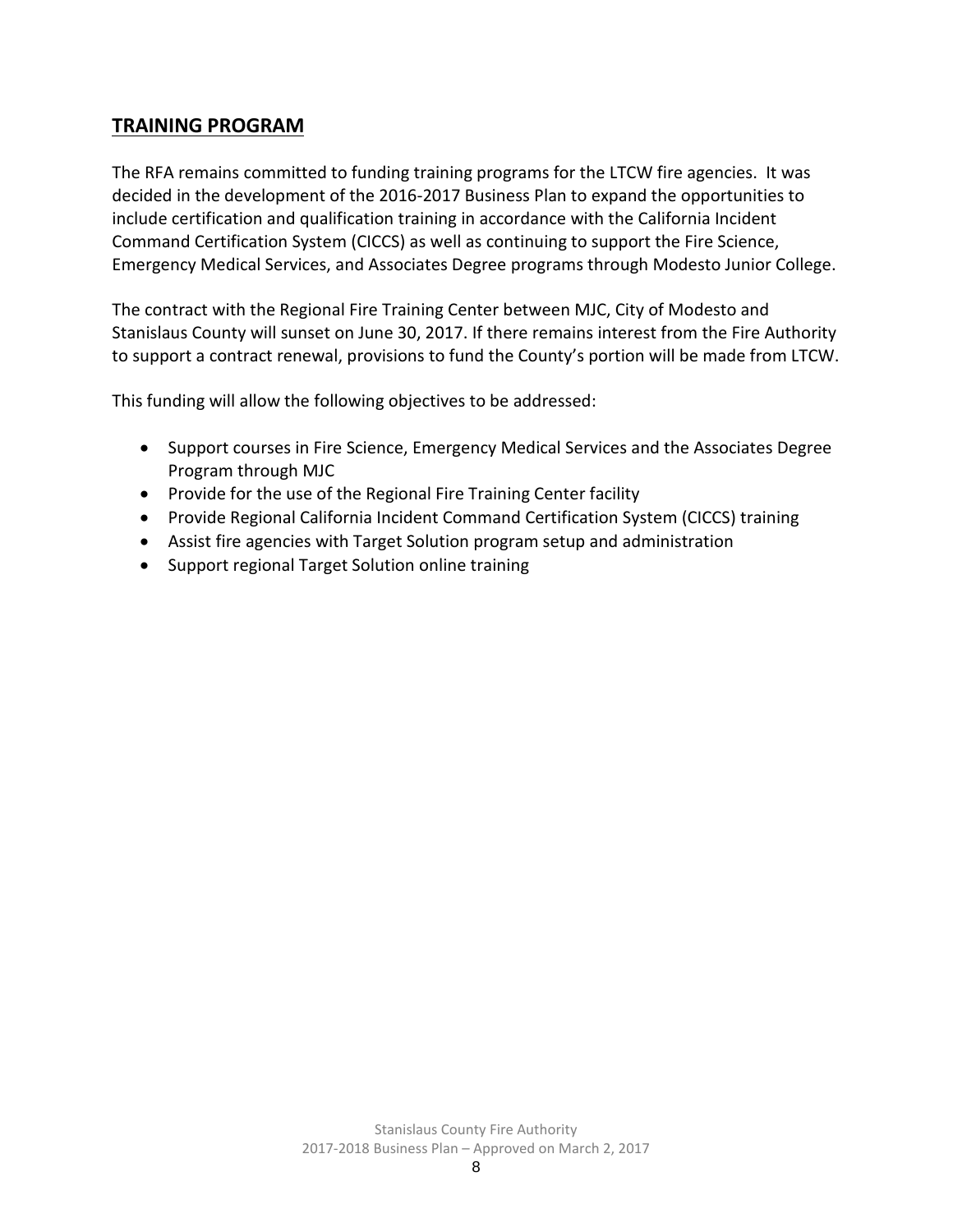## TRAINING PROGRAM

The RFA remains committed to funding training programs for the LTCW fire agencies. It was decided in the development of the 2016-2017 Business Plan to expand the opportunities to include certification and qualification training in accordance with the California Incident Command Certification System (CICCS) as well as continuing to support the Fire Science, Emergency Medical Services, and Associates Degree programs through Modesto Junior College.

The contract with the Regional Fire Training Center between MJC, City of Modesto and Stanislaus County will sunset on June 30, 2017. If there remains interest from the Fire Authority to support a contract renewal, provisions to fund the County's portion will be made from LTCW.

This funding will allow the following objectives to be addressed:

- Support courses in Fire Science, Emergency Medical Services and the Associates Degree Program through MJC
- Provide for the use of the Regional Fire Training Center facility
- Provide Regional California Incident Command Certification System (CICCS) training
- Assist fire agencies with Target Solution program setup and administration
- Support regional Target Solution online training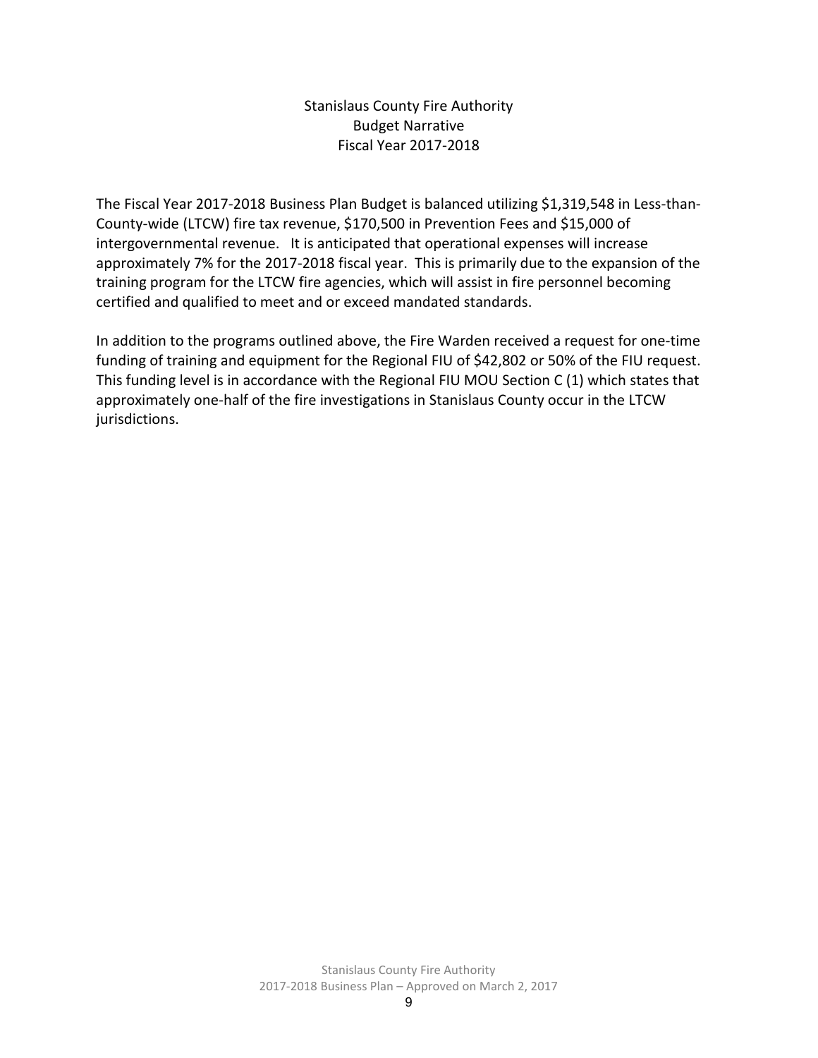# Stanislaus County Fire Authority
## Budget Narrative
## Fiscal Year 2017-2018

The Fiscal Year 2017-2018 Business Plan Budget is balanced utilizing $1,319,548 in Less-than-County-wide (LTCW) fire tax revenue, $170,500 in Prevention Fees and $15,000 of intergovernmental revenue. It is anticipated that operational expenses will increase approximately 7% for the 2017-2018 fiscal year. This is primarily due to the expansion of the training program for the LTCW fire agencies, which will assist in fire personnel becoming certified and qualified to meet and or exceed mandated standards.

In addition to the programs outlined above, the Fire Warden received a request for one-time funding of training and equipment for the Regional FIU of $42,802 or 50% of the FIU request. This funding level is in accordance with the Regional FIU MOU Section C (1) which states that approximately one-half of the fire investigations in Stanislaus County occur in the LTCW jurisdictions.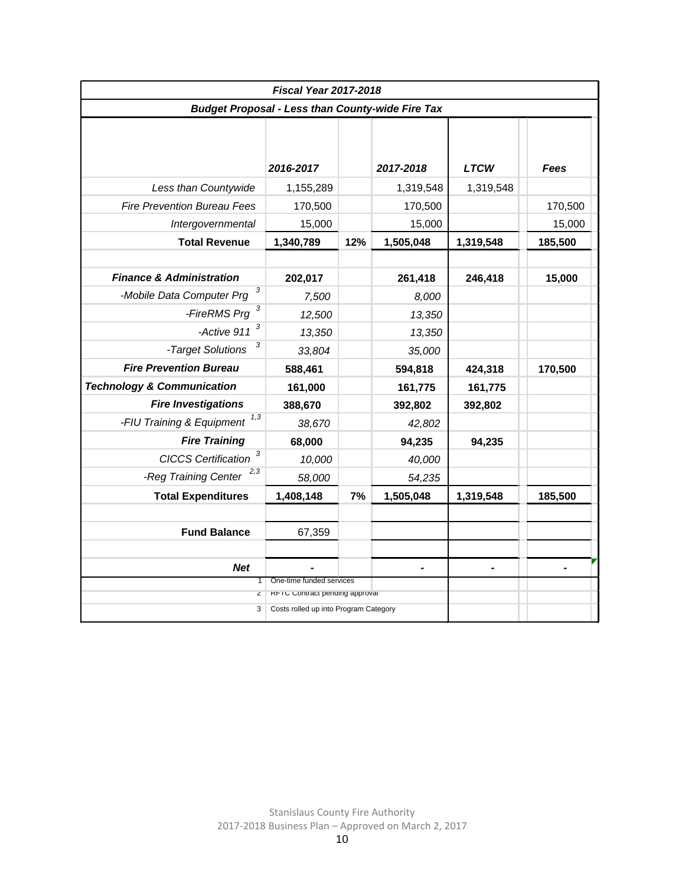| Fiscal Year 2017-2018 | | | | | |
|---|---|---|---|---|---|
| *Budget Proposal - Less than County-wide Fire Tax* | | | | | |
| | *2016-2017* | | *2017-2018* | *LTCW* | *Fees* |
| *Less than Countywide* | 1,155,289 | | 1,319,548 | 1,319,548 | |
| *Fire Prevention Bureau Fees* | 170,500 | | 170,500 | | 170,500 |
| *Intergovernmental* | 15,000 | | 15,000 | | 15,000 |
| **Total Revenue** | **1,340,789** | **12%** | **1,505,048** | **1,319,548** | **185,500** |
| | | | | | |
| ***Finance & Administration*** | **202,017** | | **261,418** | **246,418** | **15,000** |
| *-Mobile Data Computer Prg* [3] | *7,500* | | *8,000* | | |
| *-FireRMS Prg* [3] | *12,500* | | *13,350* | | |
| *-Active 911* [3] | *13,350* | | *13,350* | | |
| *-Target Solutions* [3] | *33,804* | | *35,000* | | |
| ***Fire Prevention Bureau*** | **588,461** | | **594,818** | **424,318** | **170,500** |
| ***Technology & Communication*** | **161,000** | | **161,775** | **161,775** | |
| ***Fire Investigations*** | **388,670** | | **392,802** | **392,802** | |
| *-FIU Training & Equipment* [1,3] | *38,670* | | *42,802* | | |
| ***Fire Training*** | **68,000** | | **94,235** | **94,235** | |
| *CICCS Certification* [3] | *10,000* | | *40,000* | | |
| *-Reg Training Center* [2,3] | *58,000* | | *54,235* | | |
| **Total Expenditures** | **1,408,148** | **7%** | **1,505,048** | **1,319,548** | **185,500** |
| | | | | | |
| **Fund Balance** | 67,359 | | | | |
| | | | | | |
| ***Net*** | **-** | | **-** | **-** | **-** |

1 One-time funded services

2 RFTC Contract pending approval

3 Costs rolled up into Program Category